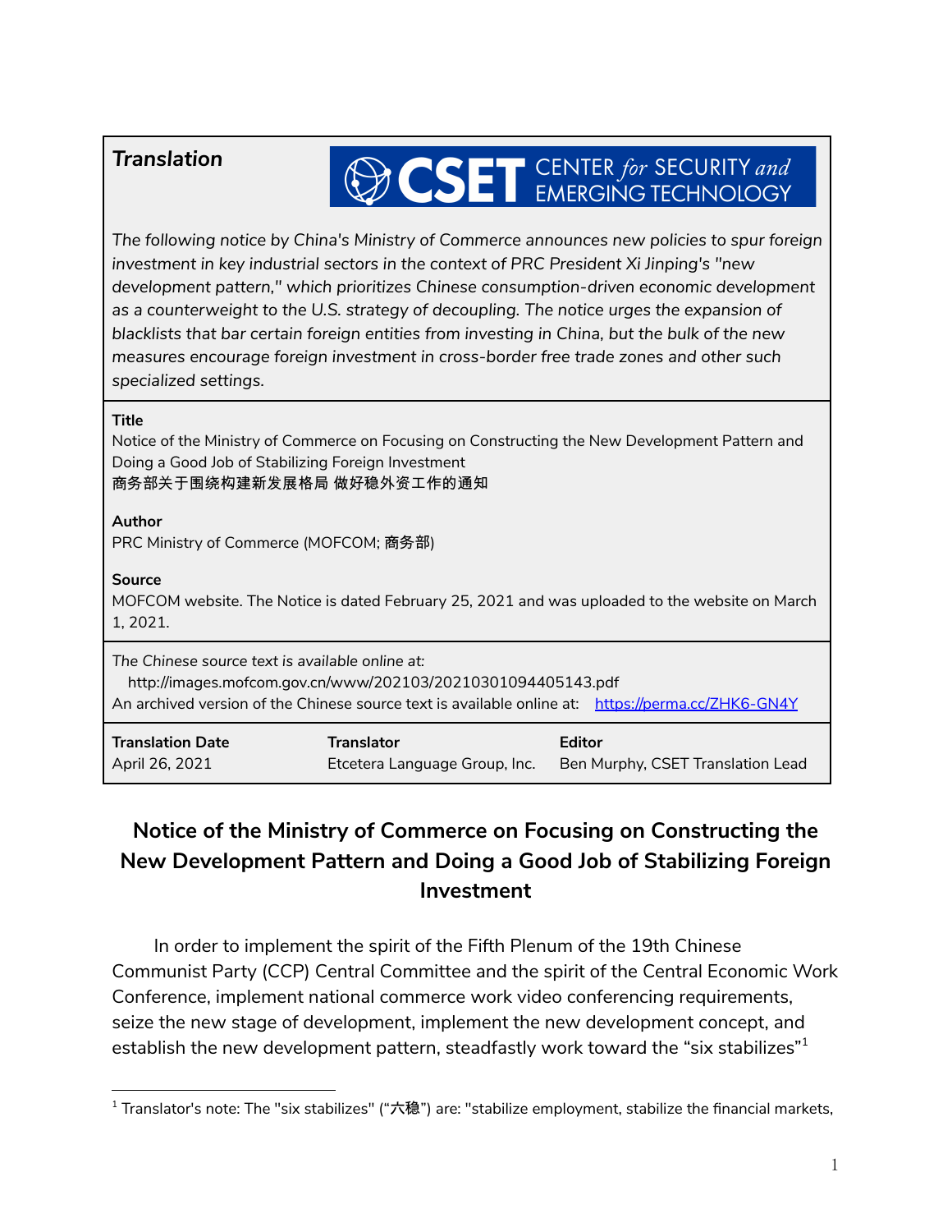***Translation***

CSET CENTER *for* SECURITY *and* EMERGING TECHNOLOGY

*The following notice by China's Ministry of Commerce announces new policies to spur foreign investment in key industrial sectors in the context of PRC President Xi Jinping's "new development pattern," which prioritizes Chinese consumption-driven economic development as a counterweight to the U.S. strategy of decoupling. The notice urges the expansion of blacklists that bar certain foreign entities from investing in China, but the bulk of the new measures encourage foreign investment in cross-border free trade zones and other such specialized settings.*

**Title**
Notice of the Ministry of Commerce on Focusing on Constructing the New Development Pattern and Doing a Good Job of Stabilizing Foreign Investment
商务部关于围绕构建新发展格局 做好稳外资工作的通知

**Author**
PRC Ministry of Commerce (MOFCOM; 商务部)

**Source**
MOFCOM website. The Notice is dated February 25, 2021 and was uploaded to the website on March 1, 2021.

*The Chinese source text is available online at:*
http://images.mofcom.gov.cn/www/202103/20210301094405143.pdf
An archived version of the Chinese source text is available online at: https://perma.cc/ZHK6-GN4Y

| **Translation Date** | **Translator** | **Editor** |
|---|---|---|
| April 26, 2021 | Etcetera Language Group, Inc. | Ben Murphy, CSET Translation Lead |

# Notice of the Ministry of Commerce on Focusing on Constructing the New Development Pattern and Doing a Good Job of Stabilizing Foreign Investment

In order to implement the spirit of the Fifth Plenum of the 19th Chinese Communist Party (CCP) Central Committee and the spirit of the Central Economic Work Conference, implement national commerce work video conferencing requirements, seize the new stage of development, implement the new development concept, and establish the new development pattern, steadfastly work toward the "six stabilizes"[1]

[1] Translator's note: The "six stabilizes" ("六稳") are: "stabilize employment, stabilize the financial markets,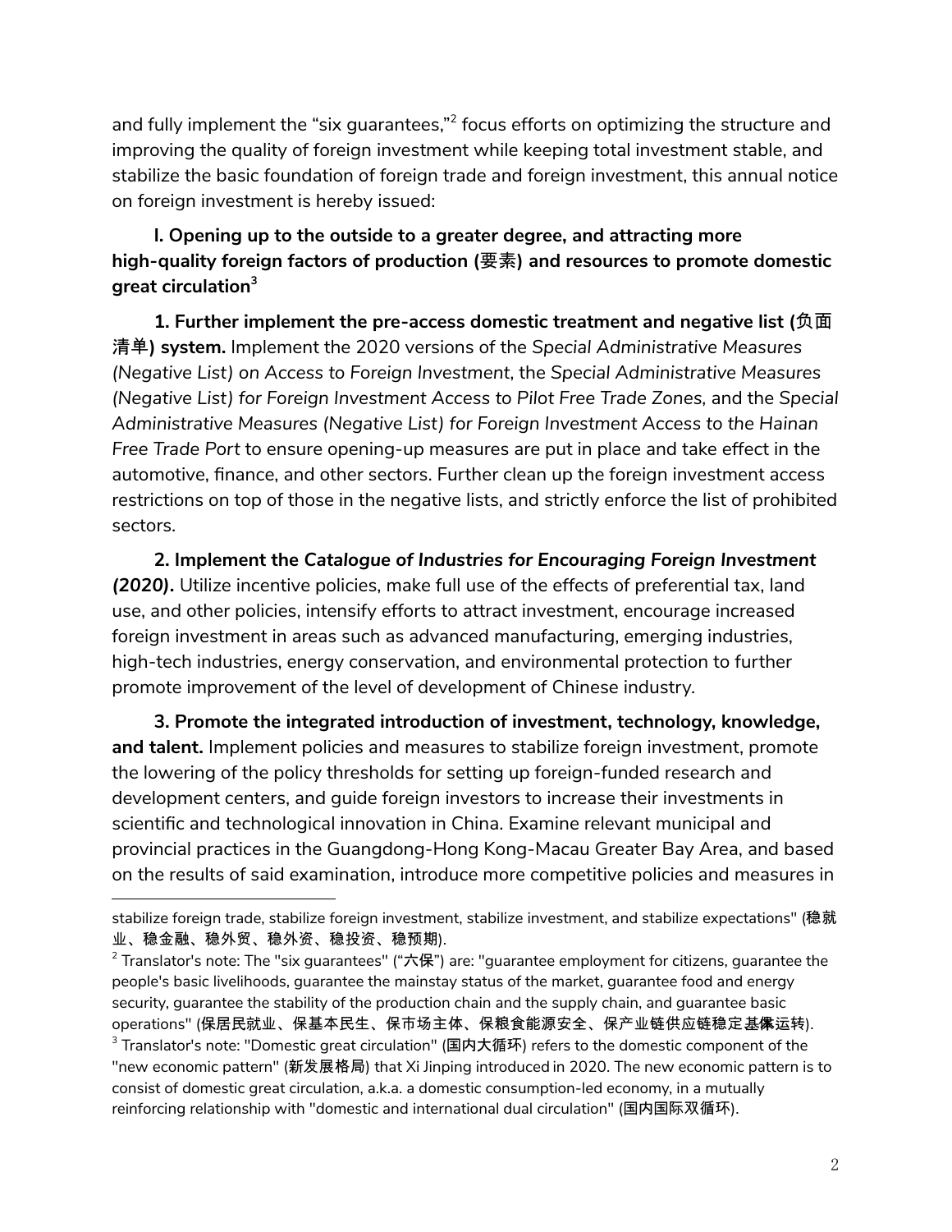and fully implement the "six guarantees,"[2] focus efforts on optimizing the structure and improving the quality of foreign investment while keeping total investment stable, and stabilize the basic foundation of foreign trade and foreign investment, this annual notice on foreign investment is hereby issued:

**I. Opening up to the outside to a greater degree, and attracting more high-quality foreign factors of production (要素) and resources to promote domestic great circulation[3]**

**1. Further implement the pre-access domestic treatment and negative list (负面清单) system.** Implement the 2020 versions of the *Special Administrative Measures (Negative List) on Access to Foreign Investment*, the *Special Administrative Measures (Negative List) for Foreign Investment Access to Pilot Free Trade Zones*, and the *Special Administrative Measures (Negative List) for Foreign Investment Access to the Hainan Free Trade Port* to ensure opening-up measures are put in place and take effect in the automotive, finance, and other sectors. Further clean up the foreign investment access restrictions on top of those in the negative lists, and strictly enforce the list of prohibited sectors.

**2. Implement the *Catalogue of Industries for Encouraging Foreign Investment (2020)*.** Utilize incentive policies, make full use of the effects of preferential tax, land use, and other policies, intensify efforts to attract investment, encourage increased foreign investment in areas such as advanced manufacturing, emerging industries, high-tech industries, energy conservation, and environmental protection to further promote improvement of the level of development of Chinese industry.

**3. Promote the integrated introduction of investment, technology, knowledge, and talent.** Implement policies and measures to stabilize foreign investment, promote the lowering of the policy thresholds for setting up foreign-funded research and development centers, and guide foreign investors to increase their investments in scientific and technological innovation in China. Examine relevant municipal and provincial practices in the Guangdong-Hong Kong-Macau Greater Bay Area, and based on the results of said examination, introduce more competitive policies and measures in

---

stabilize foreign trade, stabilize foreign investment, stabilize investment, and stabilize expectations" (稳就业、稳金融、稳外贸、稳外资、稳投资、稳预期).

[2] Translator's note: The "six guarantees" ("六保") are: "guarantee employment for citizens, guarantee the people's basic livelihoods, guarantee the mainstay status of the market, guarantee food and energy security, guarantee the stability of the production chain and the supply chain, and guarantee basic operations" (保居民就业、保基本民生、保市场主体、保粮食能源安全、保产业链供应链稳定、保基层运转).

[3] Translator's note: "Domestic great circulation" (国内大循环) refers to the domestic component of the "new economic pattern" (新发展格局) that Xi Jinping introduced in 2020. The new economic pattern is to consist of domestic great circulation, a.k.a. a domestic consumption-led economy, in a mutually reinforcing relationship with "domestic and international dual circulation" (国内国际双循环).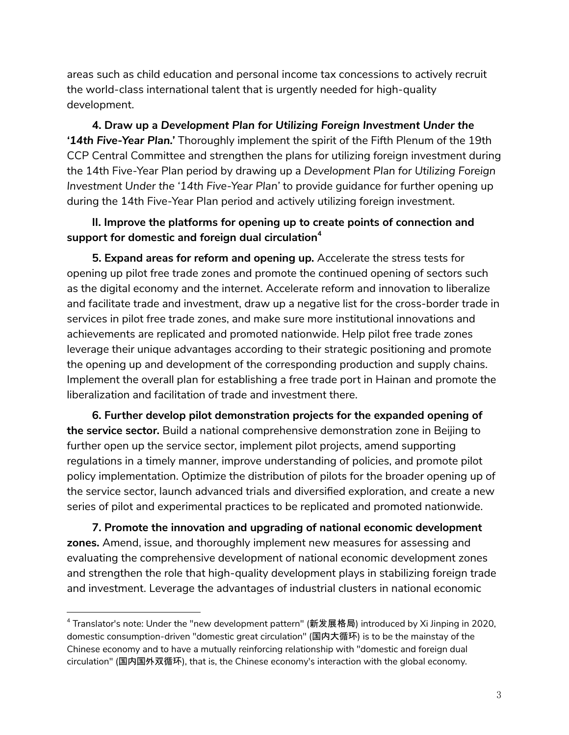areas such as child education and personal income tax concessions to actively recruit the world-class international talent that is urgently needed for high-quality development.

**4. Draw up a *Development Plan for Utilizing Foreign Investment Under the '14th Five-Year Plan.'*** Thoroughly implement the spirit of the Fifth Plenum of the 19th CCP Central Committee and strengthen the plans for utilizing foreign investment during the 14th Five-Year Plan period by drawing up a *Development Plan for Utilizing Foreign Investment Under the '14th Five-Year Plan'* to provide guidance for further opening up during the 14th Five-Year Plan period and actively utilizing foreign investment.

**II. Improve the platforms for opening up to create points of connection and support for domestic and foreign dual circulation**[4]

**5. Expand areas for reform and opening up.** Accelerate the stress tests for opening up pilot free trade zones and promote the continued opening of sectors such as the digital economy and the internet. Accelerate reform and innovation to liberalize and facilitate trade and investment, draw up a negative list for the cross-border trade in services in pilot free trade zones, and make sure more institutional innovations and achievements are replicated and promoted nationwide. Help pilot free trade zones leverage their unique advantages according to their strategic positioning and promote the opening up and development of the corresponding production and supply chains. Implement the overall plan for establishing a free trade port in Hainan and promote the liberalization and facilitation of trade and investment there.

**6. Further develop pilot demonstration projects for the expanded opening of the service sector.** Build a national comprehensive demonstration zone in Beijing to further open up the service sector, implement pilot projects, amend supporting regulations in a timely manner, improve understanding of policies, and promote pilot policy implementation. Optimize the distribution of pilots for the broader opening up of the service sector, launch advanced trials and diversified exploration, and create a new series of pilot and experimental practices to be replicated and promoted nationwide.

**7. Promote the innovation and upgrading of national economic development zones.** Amend, issue, and thoroughly implement new measures for assessing and evaluating the comprehensive development of national economic development zones and strengthen the role that high-quality development plays in stabilizing foreign trade and investment. Leverage the advantages of industrial clusters in national economic

---

[4] Translator's note: Under the "new development pattern" (新发展格局) introduced by Xi Jinping in 2020, domestic consumption-driven "domestic great circulation" (国内大循环) is to be the mainstay of the Chinese economy and to have a mutually reinforcing relationship with "domestic and foreign dual circulation" (国内国外双循环), that is, the Chinese economy's interaction with the global economy.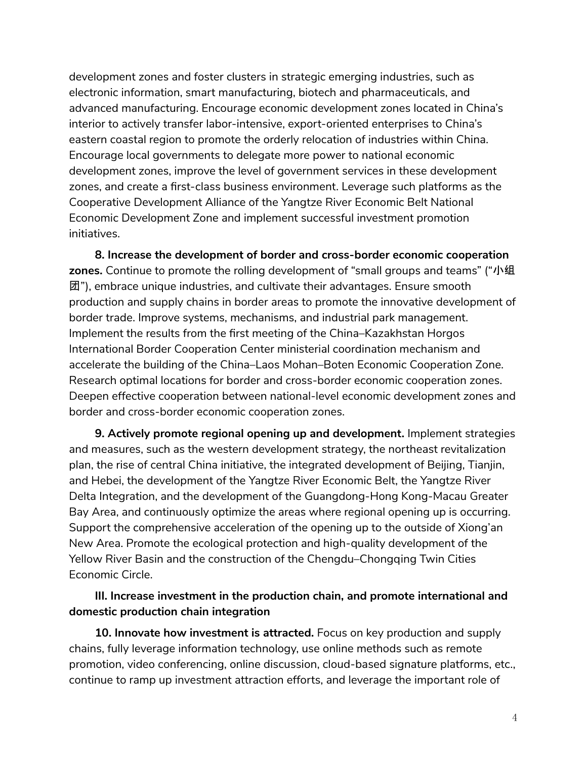development zones and foster clusters in strategic emerging industries, such as electronic information, smart manufacturing, biotech and pharmaceuticals, and advanced manufacturing. Encourage economic development zones located in China's interior to actively transfer labor-intensive, export-oriented enterprises to China's eastern coastal region to promote the orderly relocation of industries within China. Encourage local governments to delegate more power to national economic development zones, improve the level of government services in these development zones, and create a first-class business environment. Leverage such platforms as the Cooperative Development Alliance of the Yangtze River Economic Belt National Economic Development Zone and implement successful investment promotion initiatives.

**8. Increase the development of border and cross-border economic cooperation zones.** Continue to promote the rolling development of "small groups and teams" ("小组团"), embrace unique industries, and cultivate their advantages. Ensure smooth production and supply chains in border areas to promote the innovative development of border trade. Improve systems, mechanisms, and industrial park management. Implement the results from the first meeting of the China–Kazakhstan Horgos International Border Cooperation Center ministerial coordination mechanism and accelerate the building of the China–Laos Mohan–Boten Economic Cooperation Zone. Research optimal locations for border and cross-border economic cooperation zones. Deepen effective cooperation between national-level economic development zones and border and cross-border economic cooperation zones.

**9. Actively promote regional opening up and development.** Implement strategies and measures, such as the western development strategy, the northeast revitalization plan, the rise of central China initiative, the integrated development of Beijing, Tianjin, and Hebei, the development of the Yangtze River Economic Belt, the Yangtze River Delta Integration, and the development of the Guangdong-Hong Kong-Macau Greater Bay Area, and continuously optimize the areas where regional opening up is occurring. Support the comprehensive acceleration of the opening up to the outside of Xiong'an New Area. Promote the ecological protection and high-quality development of the Yellow River Basin and the construction of the Chengdu–Chongqing Twin Cities Economic Circle.

### III. Increase investment in the production chain, and promote international and domestic production chain integration

**10. Innovate how investment is attracted.** Focus on key production and supply chains, fully leverage information technology, use online methods such as remote promotion, video conferencing, online discussion, cloud-based signature platforms, etc., continue to ramp up investment attraction efforts, and leverage the important role of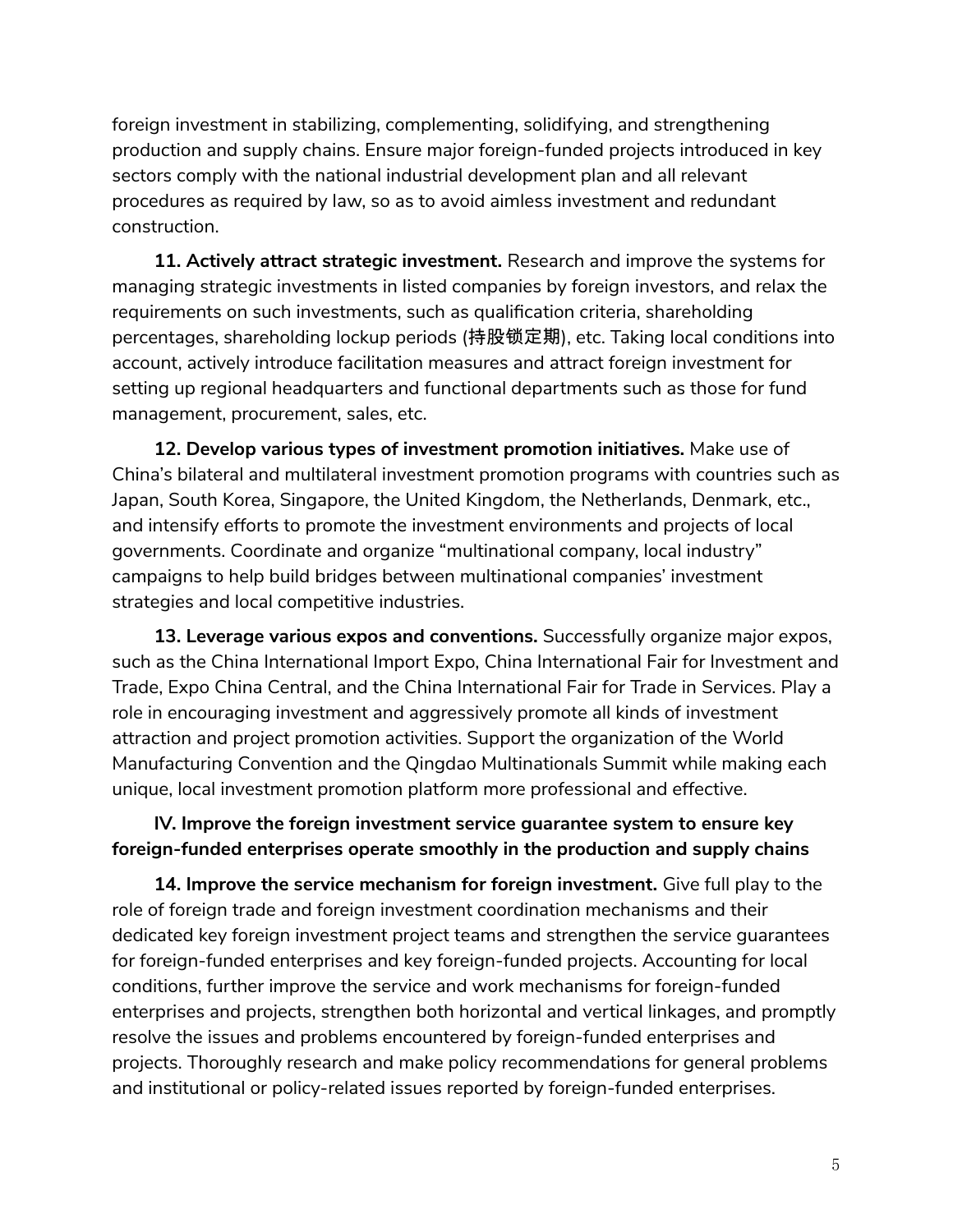foreign investment in stabilizing, complementing, solidifying, and strengthening production and supply chains. Ensure major foreign-funded projects introduced in key sectors comply with the national industrial development plan and all relevant procedures as required by law, so as to avoid aimless investment and redundant construction.

**11. Actively attract strategic investment.** Research and improve the systems for managing strategic investments in listed companies by foreign investors, and relax the requirements on such investments, such as qualification criteria, shareholding percentages, shareholding lockup periods (持股锁定期), etc. Taking local conditions into account, actively introduce facilitation measures and attract foreign investment for setting up regional headquarters and functional departments such as those for fund management, procurement, sales, etc.

**12. Develop various types of investment promotion initiatives.** Make use of China's bilateral and multilateral investment promotion programs with countries such as Japan, South Korea, Singapore, the United Kingdom, the Netherlands, Denmark, etc., and intensify efforts to promote the investment environments and projects of local governments. Coordinate and organize "multinational company, local industry" campaigns to help build bridges between multinational companies' investment strategies and local competitive industries.

**13. Leverage various expos and conventions.** Successfully organize major expos, such as the China International Import Expo, China International Fair for Investment and Trade, Expo China Central, and the China International Fair for Trade in Services. Play a role in encouraging investment and aggressively promote all kinds of investment attraction and project promotion activities. Support the organization of the World Manufacturing Convention and the Qingdao Multinationals Summit while making each unique, local investment promotion platform more professional and effective.

## IV. Improve the foreign investment service guarantee system to ensure key foreign-funded enterprises operate smoothly in the production and supply chains

**14. Improve the service mechanism for foreign investment.** Give full play to the role of foreign trade and foreign investment coordination mechanisms and their dedicated key foreign investment project teams and strengthen the service guarantees for foreign-funded enterprises and key foreign-funded projects. Accounting for local conditions, further improve the service and work mechanisms for foreign-funded enterprises and projects, strengthen both horizontal and vertical linkages, and promptly resolve the issues and problems encountered by foreign-funded enterprises and projects. Thoroughly research and make policy recommendations for general problems and institutional or policy-related issues reported by foreign-funded enterprises.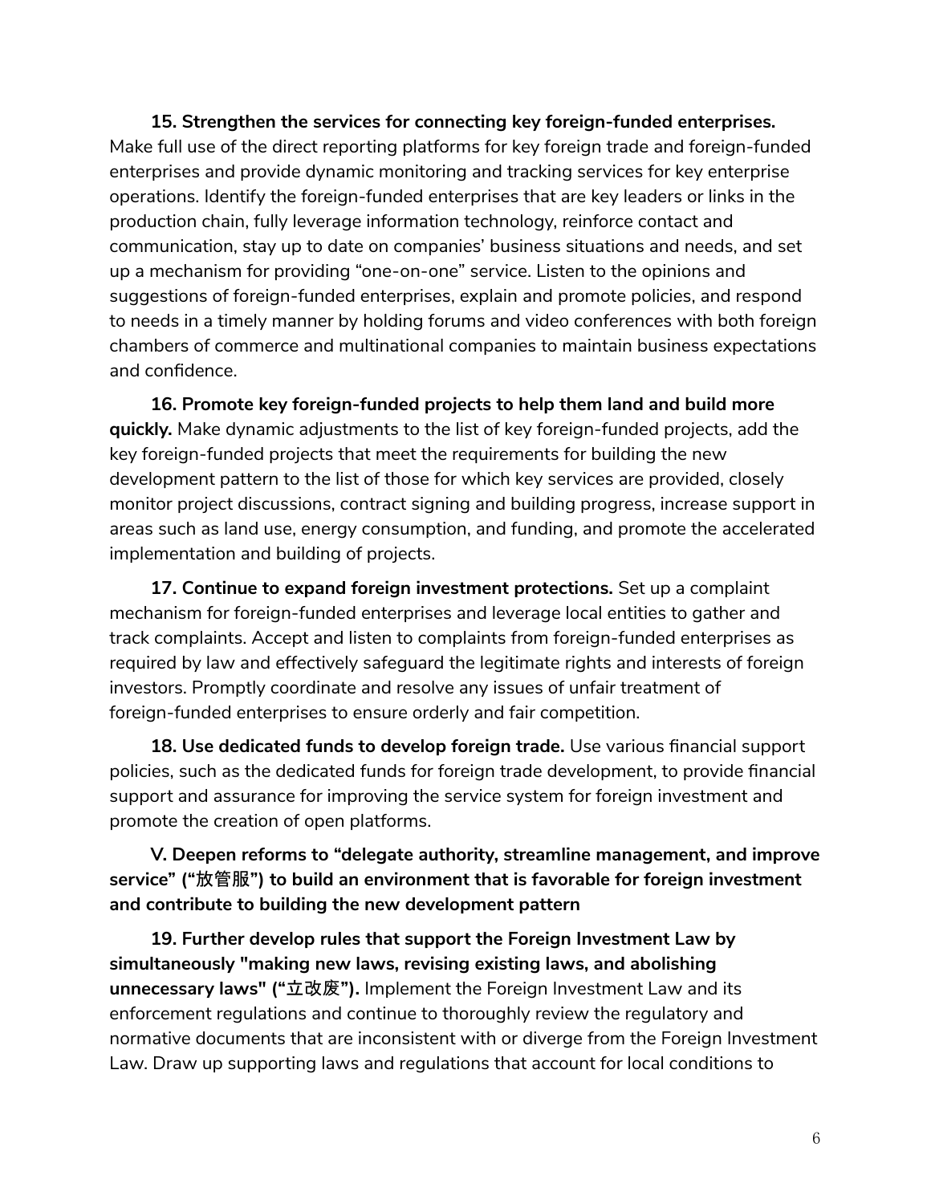**15. Strengthen the services for connecting key foreign-funded enterprises.** Make full use of the direct reporting platforms for key foreign trade and foreign-funded enterprises and provide dynamic monitoring and tracking services for key enterprise operations. Identify the foreign-funded enterprises that are key leaders or links in the production chain, fully leverage information technology, reinforce contact and communication, stay up to date on companies' business situations and needs, and set up a mechanism for providing "one-on-one" service. Listen to the opinions and suggestions of foreign-funded enterprises, explain and promote policies, and respond to needs in a timely manner by holding forums and video conferences with both foreign chambers of commerce and multinational companies to maintain business expectations and confidence.

**16. Promote key foreign-funded projects to help them land and build more quickly.** Make dynamic adjustments to the list of key foreign-funded projects, add the key foreign-funded projects that meet the requirements for building the new development pattern to the list of those for which key services are provided, closely monitor project discussions, contract signing and building progress, increase support in areas such as land use, energy consumption, and funding, and promote the accelerated implementation and building of projects.

**17. Continue to expand foreign investment protections.** Set up a complaint mechanism for foreign-funded enterprises and leverage local entities to gather and track complaints. Accept and listen to complaints from foreign-funded enterprises as required by law and effectively safeguard the legitimate rights and interests of foreign investors. Promptly coordinate and resolve any issues of unfair treatment of foreign-funded enterprises to ensure orderly and fair competition.

**18. Use dedicated funds to develop foreign trade.** Use various financial support policies, such as the dedicated funds for foreign trade development, to provide financial support and assurance for improving the service system for foreign investment and promote the creation of open platforms.

## V. Deepen reforms to "delegate authority, streamline management, and improve service" ("放管服") to build an environment that is favorable for foreign investment and contribute to building the new development pattern

**19. Further develop rules that support the Foreign Investment Law by simultaneously "making new laws, revising existing laws, and abolishing unnecessary laws" ("立改废").** Implement the Foreign Investment Law and its enforcement regulations and continue to thoroughly review the regulatory and normative documents that are inconsistent with or diverge from the Foreign Investment Law. Draw up supporting laws and regulations that account for local conditions to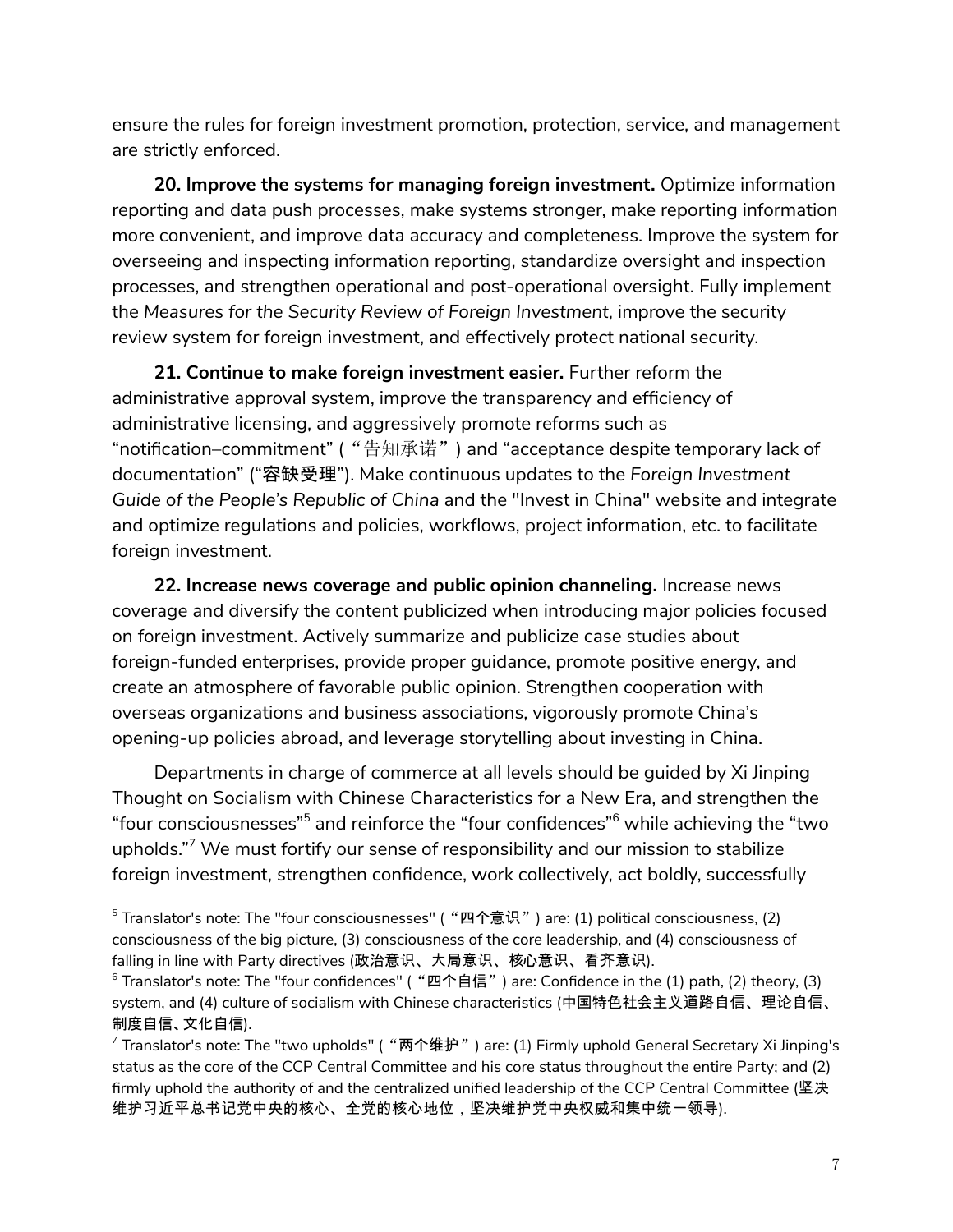ensure the rules for foreign investment promotion, protection, service, and management are strictly enforced.

**20. Improve the systems for managing foreign investment.** Optimize information reporting and data push processes, make systems stronger, make reporting information more convenient, and improve data accuracy and completeness. Improve the system for overseeing and inspecting information reporting, standardize oversight and inspection processes, and strengthen operational and post-operational oversight. Fully implement the *Measures for the Security Review of Foreign Investment*, improve the security review system for foreign investment, and effectively protect national security.

**21. Continue to make foreign investment easier.** Further reform the administrative approval system, improve the transparency and efficiency of administrative licensing, and aggressively promote reforms such as "notification–commitment" ( "告知承诺" ) and "acceptance despite temporary lack of documentation" ("容缺受理"). Make continuous updates to the *Foreign Investment Guide of the People's Republic of China* and the "Invest in China" website and integrate and optimize regulations and policies, workflows, project information, etc. to facilitate foreign investment.

**22. Increase news coverage and public opinion channeling.** Increase news coverage and diversify the content publicized when introducing major policies focused on foreign investment. Actively summarize and publicize case studies about foreign-funded enterprises, provide proper guidance, promote positive energy, and create an atmosphere of favorable public opinion. Strengthen cooperation with overseas organizations and business associations, vigorously promote China's opening-up policies abroad, and leverage storytelling about investing in China.

Departments in charge of commerce at all levels should be guided by Xi Jinping Thought on Socialism with Chinese Characteristics for a New Era, and strengthen the "four consciousnesses"[5] and reinforce the "four confidences"[6] while achieving the "two upholds."[7] We must fortify our sense of responsibility and our mission to stabilize foreign investment, strengthen confidence, work collectively, act boldly, successfully

---

[5] Translator's note: The "four consciousnesses" ( "四个意识" ) are: (1) political consciousness, (2) consciousness of the big picture, (3) consciousness of the core leadership, and (4) consciousness of falling in line with Party directives (政治意识、大局意识、核心意识、看齐意识).

[6] Translator's note: The "four confidences" ( "四个自信" ) are: Confidence in the (1) path, (2) theory, (3) system, and (4) culture of socialism with Chinese characteristics (中国特色社会主义道路自信、理论自信、制度自信、文化自信).

[7] Translator's note: The "two upholds" ( "两个维护" ) are: (1) Firmly uphold General Secretary Xi Jinping's status as the core of the CCP Central Committee and his core status throughout the entire Party; and (2) firmly uphold the authority of and the centralized unified leadership of the CCP Central Committee (坚决维护习近平总书记党中央的核心、全党的核心地位，坚决维护党中央权威和集中统一领导).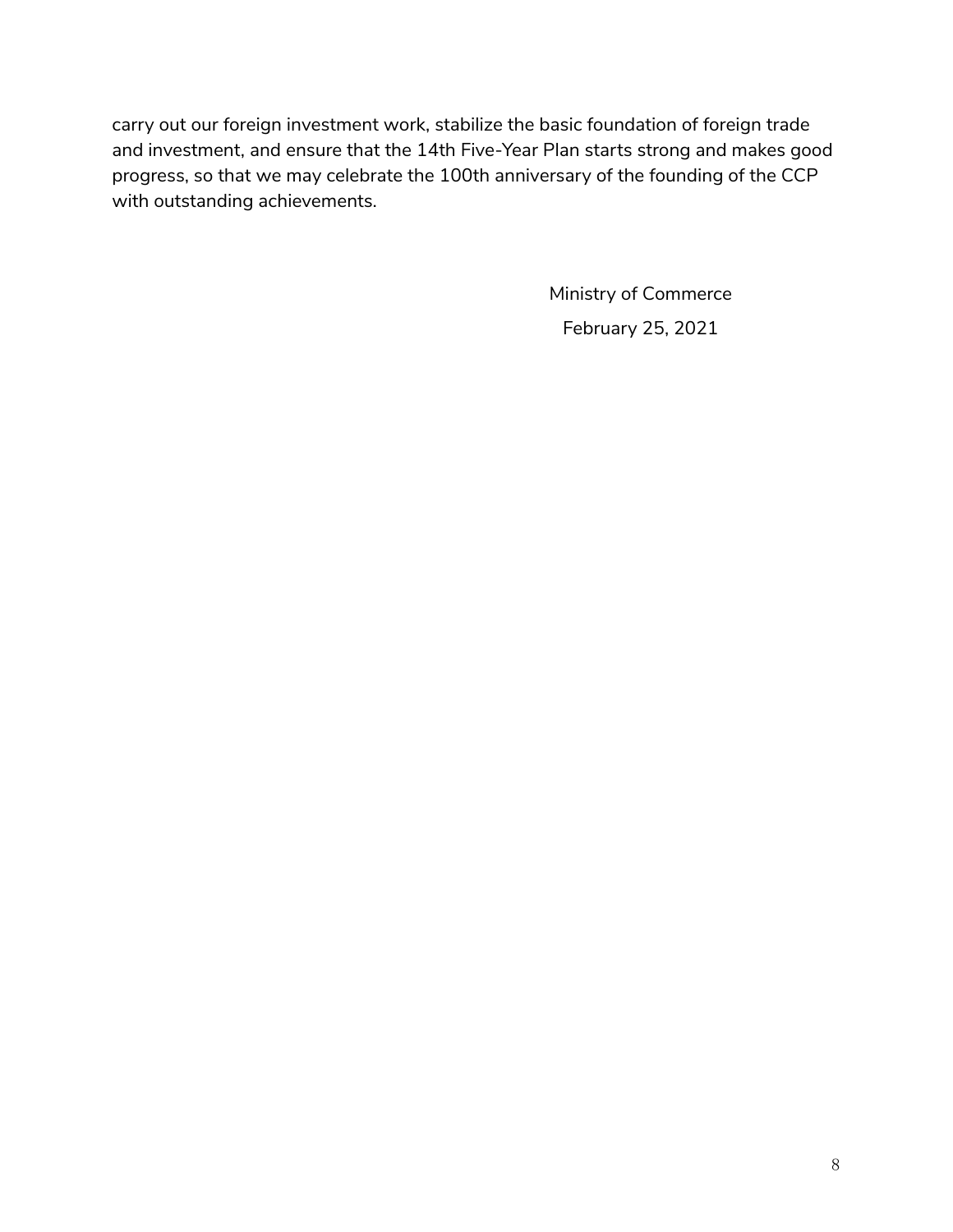carry out our foreign investment work, stabilize the basic foundation of foreign trade and investment, and ensure that the 14th Five-Year Plan starts strong and makes good progress, so that we may celebrate the 100th anniversary of the founding of the CCP with outstanding achievements.

Ministry of Commerce

February 25, 2021